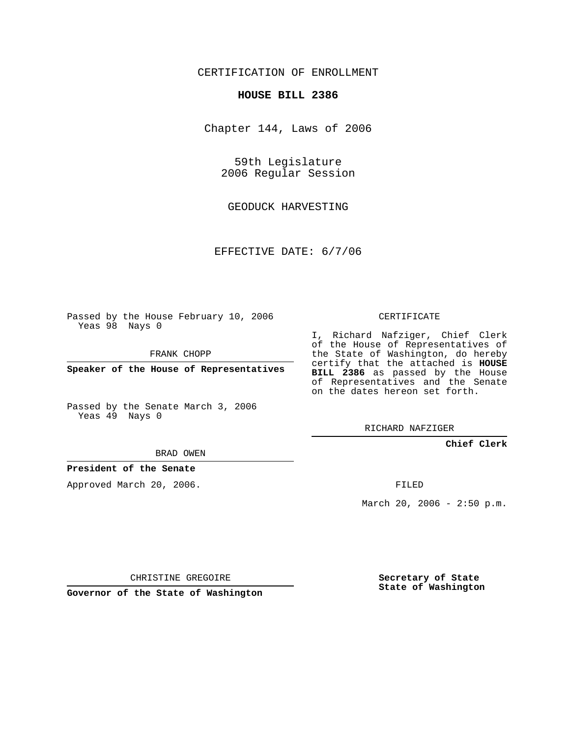CERTIFICATION OF ENROLLMENT

# HOUSE BILL 2386

Chapter 144, Laws of 2006

59th Legislature
2006 Regular Session

GEODUCK HARVESTING

EFFECTIVE DATE: 6/7/06

Passed by the House February 10, 2006
Yeas 98 Nays 0

FRANK CHOPP

**Speaker of the House of Representatives**

Passed by the Senate March 3, 2006
Yeas 49 Nays 0

BRAD OWEN

**President of the Senate**

Approved March 20, 2006.

CHRISTINE GREGOIRE

**Governor of the State of Washington**

CERTIFICATE

I, Richard Nafziger, Chief Clerk of the House of Representatives of the State of Washington, do hereby certify that the attached is **HOUSE BILL 2386** as passed by the House of Representatives and the Senate on the dates hereon set forth.

RICHARD NAFZIGER

**Chief Clerk**

FILED

March 20, 2006 - 2:50 p.m.

**Secretary of State**
**State of Washington**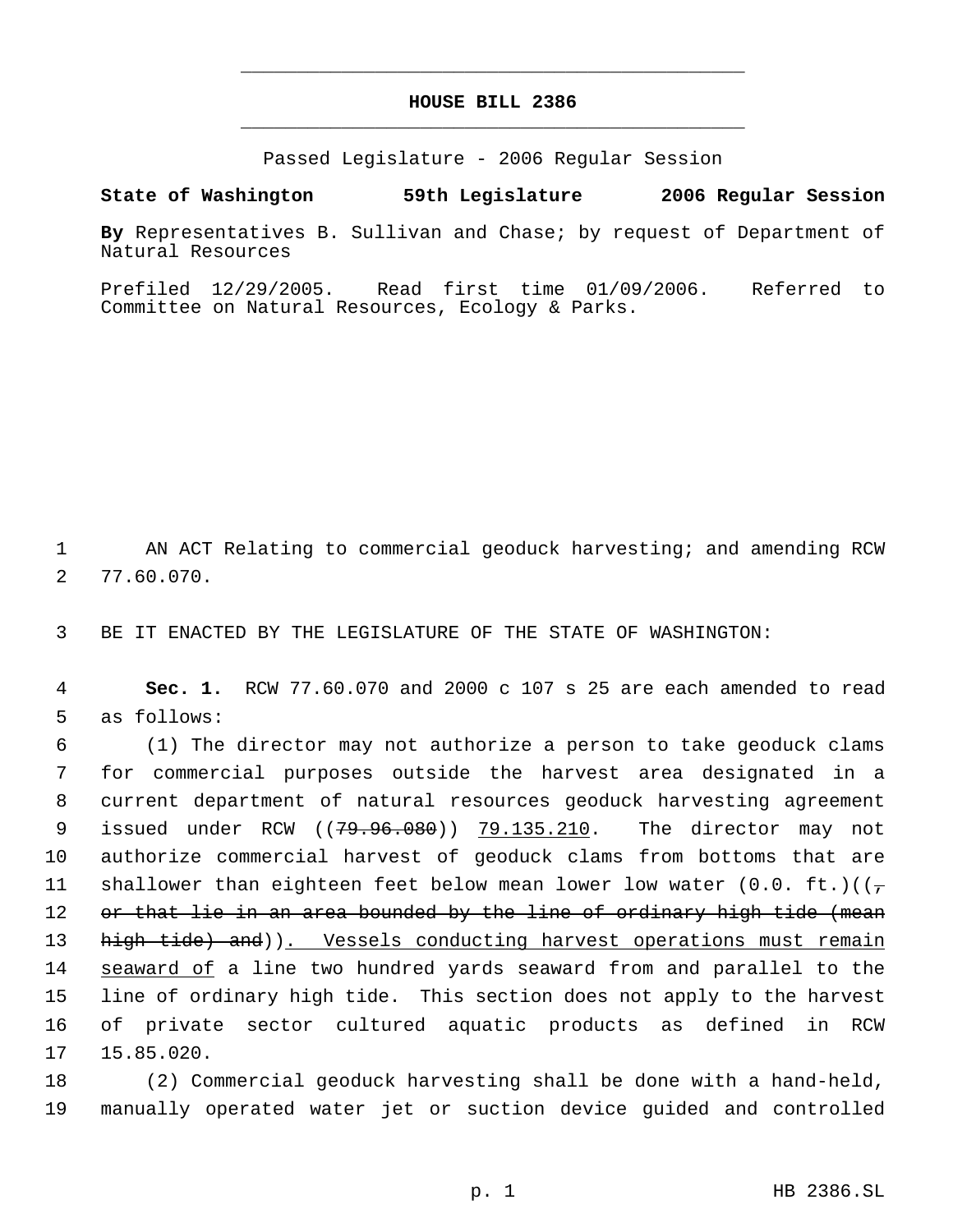# HOUSE BILL 2386

Passed Legislature - 2006 Regular Session

**State of Washington 59th Legislature 2006 Regular Session**

**By** Representatives B. Sullivan and Chase; by request of Department of Natural Resources

Prefiled 12/29/2005. Read first time 01/09/2006. Referred to Committee on Natural Resources, Ecology & Parks.

AN ACT Relating to commercial geoduck harvesting; and amending RCW 77.60.070.

BE IT ENACTED BY THE LEGISLATURE OF THE STATE OF WASHINGTON:

**Sec. 1.** RCW 77.60.070 and 2000 c 107 s 25 are each amended to read as follows:

(1) The director may not authorize a person to take geoduck clams for commercial purposes outside the harvest area designated in a current department of natural resources geoduck harvesting agreement issued under RCW ((~~79.96.080~~)) <u>79.135.210</u>. The director may not authorize commercial harvest of geoduck clams from bottoms that are shallower than eighteen feet below mean lower low water (0.0. ft.)((~~, or that lie in an area bounded by the line of ordinary high tide (mean high tide) and~~))<u>. Vessels conducting harvest operations must remain seaward of</u> a line two hundred yards seaward from and parallel to the line of ordinary high tide. This section does not apply to the harvest of private sector cultured aquatic products as defined in RCW 15.85.020.

(2) Commercial geoduck harvesting shall be done with a hand-held, manually operated water jet or suction device guided and controlled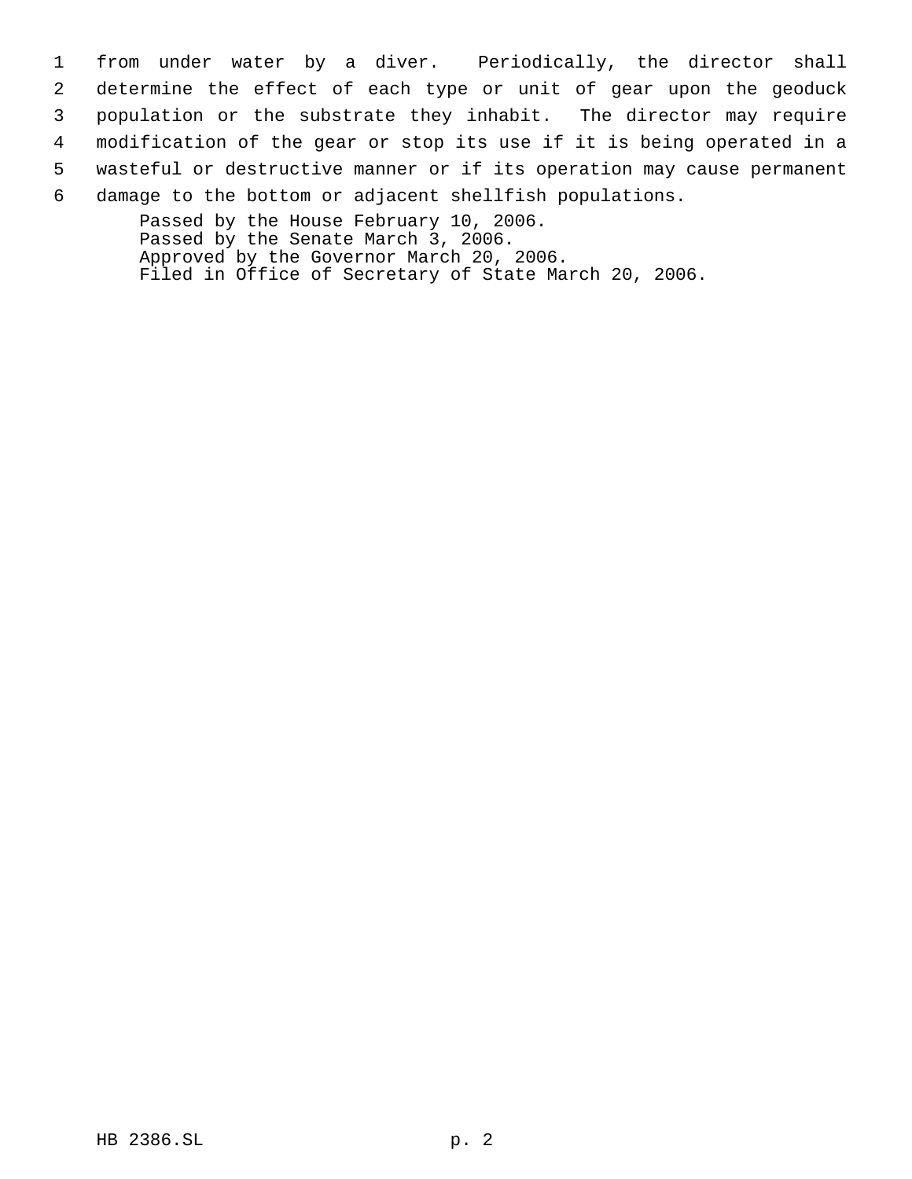from under water by a diver. Periodically, the director shall determine the effect of each type or unit of gear upon the geoduck population or the substrate they inhabit. The director may require modification of the gear or stop its use if it is being operated in a wasteful or destructive manner or if its operation may cause permanent damage to the bottom or adjacent shellfish populations.

Passed by the House February 10, 2006.
Passed by the Senate March 3, 2006.
Approved by the Governor March 20, 2006.
Filed in Office of Secretary of State March 20, 2006.